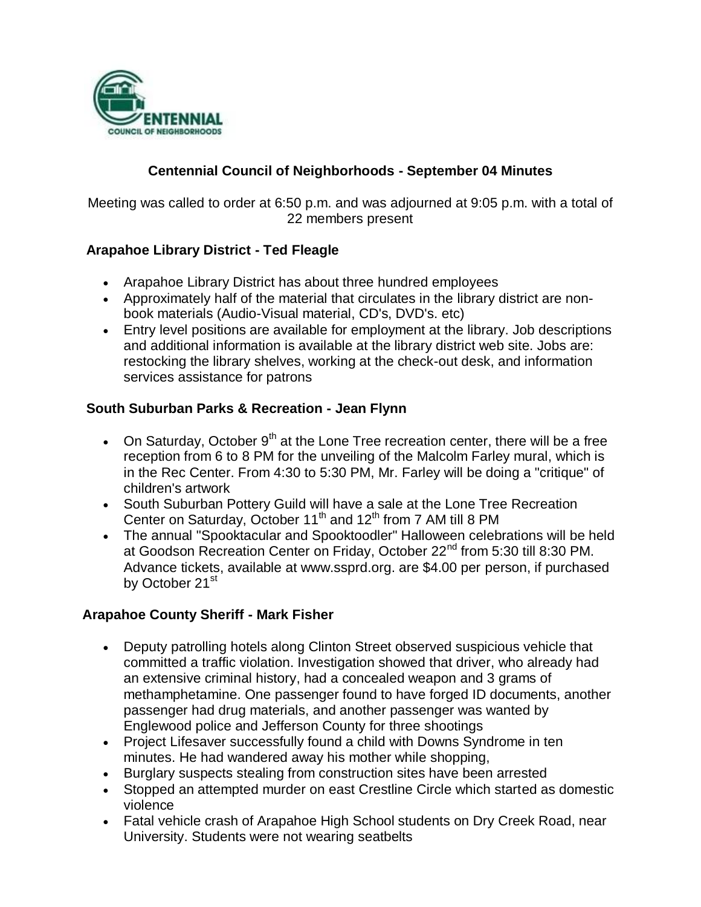# Centennial Council of Neighborhoods - September 04 Minutes

Meeting was called to order at 6:50 p.m. and was adjourned at 9:05 p.m. with a total of 22 members present

## Arapahoe Library District - Ted Fleagle

- Arapahoe Library District has about three hundred employees
- Approximately half of the material that circulates in the library district are non-book materials (Audio-Visual material, CD's, DVD's. etc)
- Entry level positions are available for employment at the library. Job descriptions and additional information is available at the library district web site. Jobs are: restocking the library shelves, working at the check-out desk, and information services assistance for patrons

## South Suburban Parks & Recreation - Jean Flynn

- On Saturday, October 9th at the Lone Tree recreation center, there will be a free reception from 6 to 8 PM for the unveiling of the Malcolm Farley mural, which is in the Rec Center. From 4:30 to 5:30 PM, Mr. Farley will be doing a "critique" of children's artwork
- South Suburban Pottery Guild will have a sale at the Lone Tree Recreation Center on Saturday, October 11th and 12th from 7 AM till 8 PM
- The annual "Spooktacular and Spooktoodler" Halloween celebrations will be held at Goodson Recreation Center on Friday, October 22nd from 5:30 till 8:30 PM. Advance tickets, available at www.ssprd.org. are $4.00 per person, if purchased by October 21st

## Arapahoe County Sheriff - Mark Fisher

- Deputy patrolling hotels along Clinton Street observed suspicious vehicle that committed a traffic violation. Investigation showed that driver, who already had an extensive criminal history, had a concealed weapon and 3 grams of methamphetamine. One passenger found to have forged ID documents, another passenger had drug materials, and another passenger was wanted by Englewood police and Jefferson County for three shootings
- Project Lifesaver successfully found a child with Downs Syndrome in ten minutes. He had wandered away his mother while shopping,
- Burglary suspects stealing from construction sites have been arrested
- Stopped an attempted murder on east Crestline Circle which started as domestic violence
- Fatal vehicle crash of Arapahoe High School students on Dry Creek Road, near University. Students were not wearing seatbelts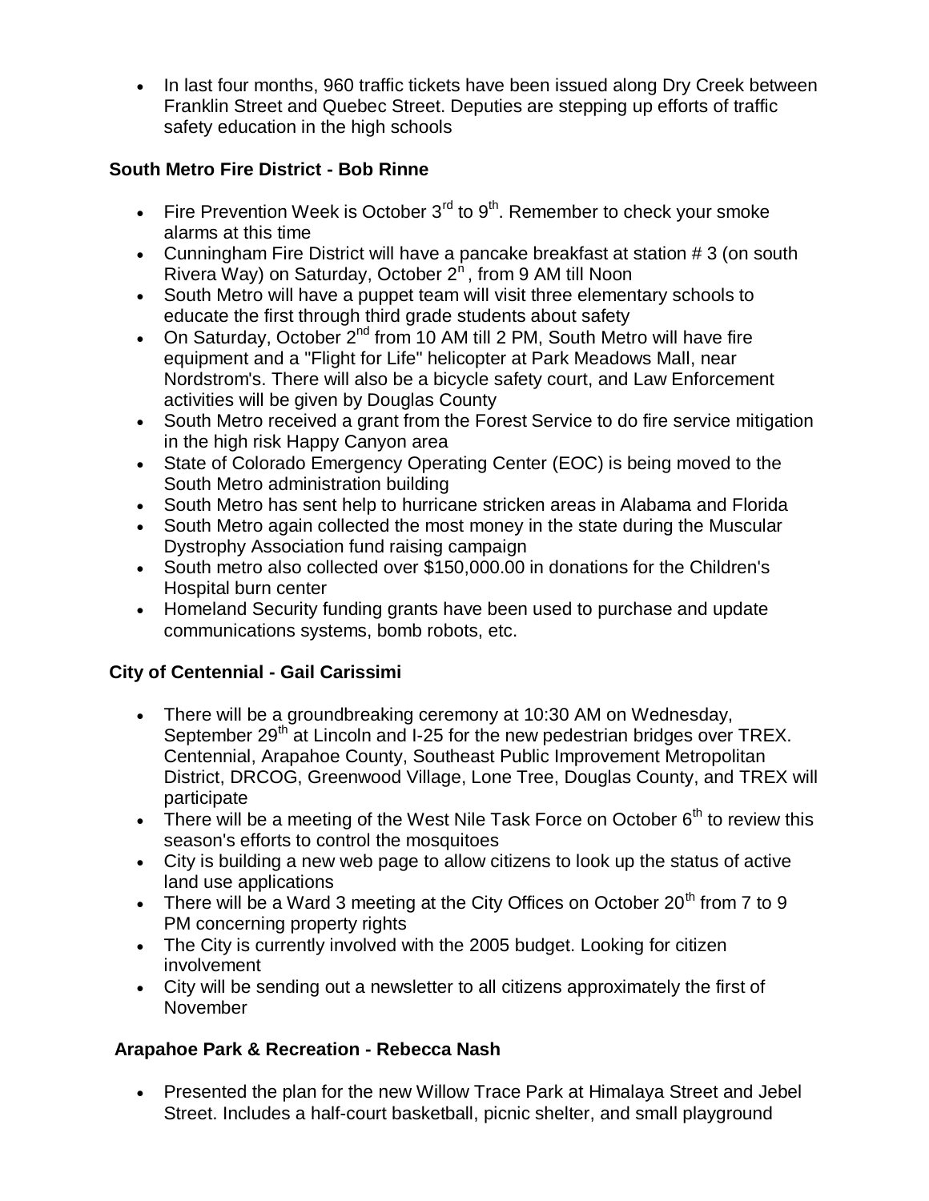- In last four months, 960 traffic tickets have been issued along Dry Creek between Franklin Street and Quebec Street. Deputies are stepping up efforts of traffic safety education in the high schools

**South Metro Fire District - Bob Rinne**

- Fire Prevention Week is October 3rd to 9th. Remember to check your smoke alarms at this time
- Cunningham Fire District will have a pancake breakfast at station # 3 (on south Rivera Way) on Saturday, October 2n, from 9 AM till Noon
- South Metro will have a puppet team will visit three elementary schools to educate the first through third grade students about safety
- On Saturday, October 2nd from 10 AM till 2 PM, South Metro will have fire equipment and a "Flight for Life" helicopter at Park Meadows Mall, near Nordstrom's. There will also be a bicycle safety court, and Law Enforcement activities will be given by Douglas County
- South Metro received a grant from the Forest Service to do fire service mitigation in the high risk Happy Canyon area
- State of Colorado Emergency Operating Center (EOC) is being moved to the South Metro administration building
- South Metro has sent help to hurricane stricken areas in Alabama and Florida
- South Metro again collected the most money in the state during the Muscular Dystrophy Association fund raising campaign
- South metro also collected over $150,000.00 in donations for the Children's Hospital burn center
- Homeland Security funding grants have been used to purchase and update communications systems, bomb robots, etc.

**City of Centennial - Gail Carissimi**

- There will be a groundbreaking ceremony at 10:30 AM on Wednesday, September 29th at Lincoln and I-25 for the new pedestrian bridges over TREX. Centennial, Arapahoe County, Southeast Public Improvement Metropolitan District, DRCOG, Greenwood Village, Lone Tree, Douglas County, and TREX will participate
- There will be a meeting of the West Nile Task Force on October 6th to review this season's efforts to control the mosquitoes
- City is building a new web page to allow citizens to look up the status of active land use applications
- There will be a Ward 3 meeting at the City Offices on October 20th from 7 to 9 PM concerning property rights
- The City is currently involved with the 2005 budget. Looking for citizen involvement
- City will be sending out a newsletter to all citizens approximately the first of November

**Arapahoe Park & Recreation - Rebecca Nash**

- Presented the plan for the new Willow Trace Park at Himalaya Street and Jebel Street. Includes a half-court basketball, picnic shelter, and small playground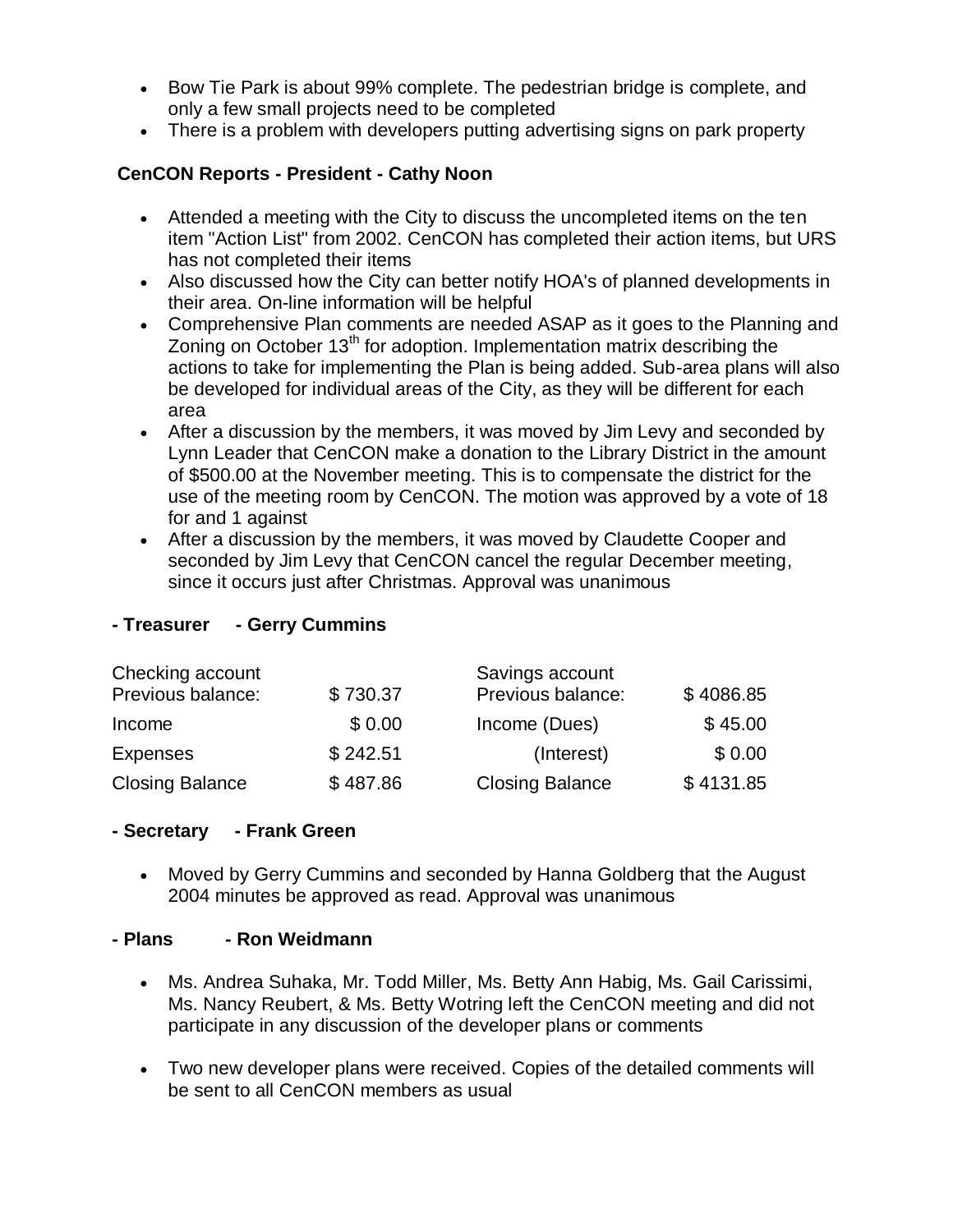- Bow Tie Park is about 99% complete. The pedestrian bridge is complete, and only a few small projects need to be completed
- There is a problem with developers putting advertising signs on park property

### CenCON Reports - President - Cathy Noon

- Attended a meeting with the City to discuss the uncompleted items on the ten item "Action List" from 2002. CenCON has completed their action items, but URS has not completed their items
- Also discussed how the City can better notify HOA's of planned developments in their area. On-line information will be helpful
- Comprehensive Plan comments are needed ASAP as it goes to the Planning and Zoning on October 13th for adoption. Implementation matrix describing the actions to take for implementing the Plan is being added. Sub-area plans will also be developed for individual areas of the City, as they will be different for each area
- After a discussion by the members, it was moved by Jim Levy and seconded by Lynn Leader that CenCON make a donation to the Library District in the amount of $500.00 at the November meeting. This is to compensate the district for the use of the meeting room by CenCON. The motion was approved by a vote of 18 for and 1 against
- After a discussion by the members, it was moved by Claudette Cooper and seconded by Jim Levy that CenCON cancel the regular December meeting, since it occurs just after Christmas. Approval was unanimous

### - Treasurer - Gerry Cummins

| Checking account | | Savings account | |
|---|---|---|---|
| Previous balance: | $ 730.37 | Previous balance: | $ 4086.85 |
| Income | $ 0.00 | Income (Dues) | $ 45.00 |
| Expenses | $ 242.51 | (Interest) | $ 0.00 |
| Closing Balance | $ 487.86 | Closing Balance | $ 4131.85 |

### - Secretary - Frank Green

- Moved by Gerry Cummins and seconded by Hanna Goldberg that the August 2004 minutes be approved as read. Approval was unanimous

### - Plans - Ron Weidmann

- Ms. Andrea Suhaka, Mr. Todd Miller, Ms. Betty Ann Habig, Ms. Gail Carissimi, Ms. Nancy Reubert, & Ms. Betty Wotring left the CenCON meeting and did not participate in any discussion of the developer plans or comments

- Two new developer plans were received. Copies of the detailed comments will be sent to all CenCON members as usual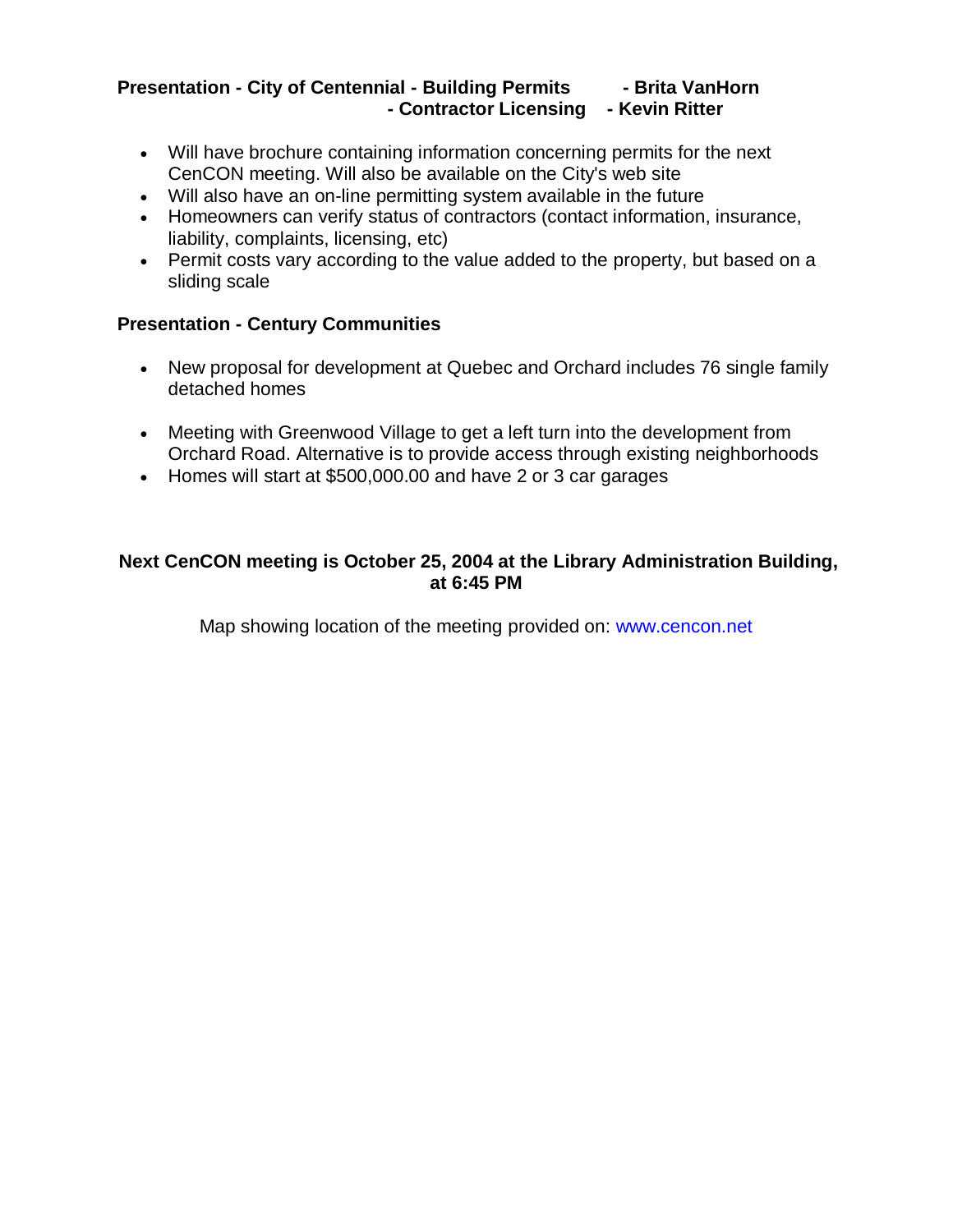**Presentation - City of Centennial - Building Permits - Brita VanHorn**
**- Contractor Licensing - Kevin Ritter**

- Will have brochure containing information concerning permits for the next CenCON meeting. Will also be available on the City's web site
- Will also have an on-line permitting system available in the future
- Homeowners can verify status of contractors (contact information, insurance, liability, complaints, licensing, etc)
- Permit costs vary according to the value added to the property, but based on a sliding scale

**Presentation - Century Communities**

- New proposal for development at Quebec and Orchard includes 76 single family detached homes
- Meeting with Greenwood Village to get a left turn into the development from Orchard Road. Alternative is to provide access through existing neighborhoods
- Homes will start at $500,000.00 and have 2 or 3 car garages

**Next CenCON meeting is October 25, 2004 at the Library Administration Building, at 6:45 PM**

Map showing location of the meeting provided on: www.cencon.net